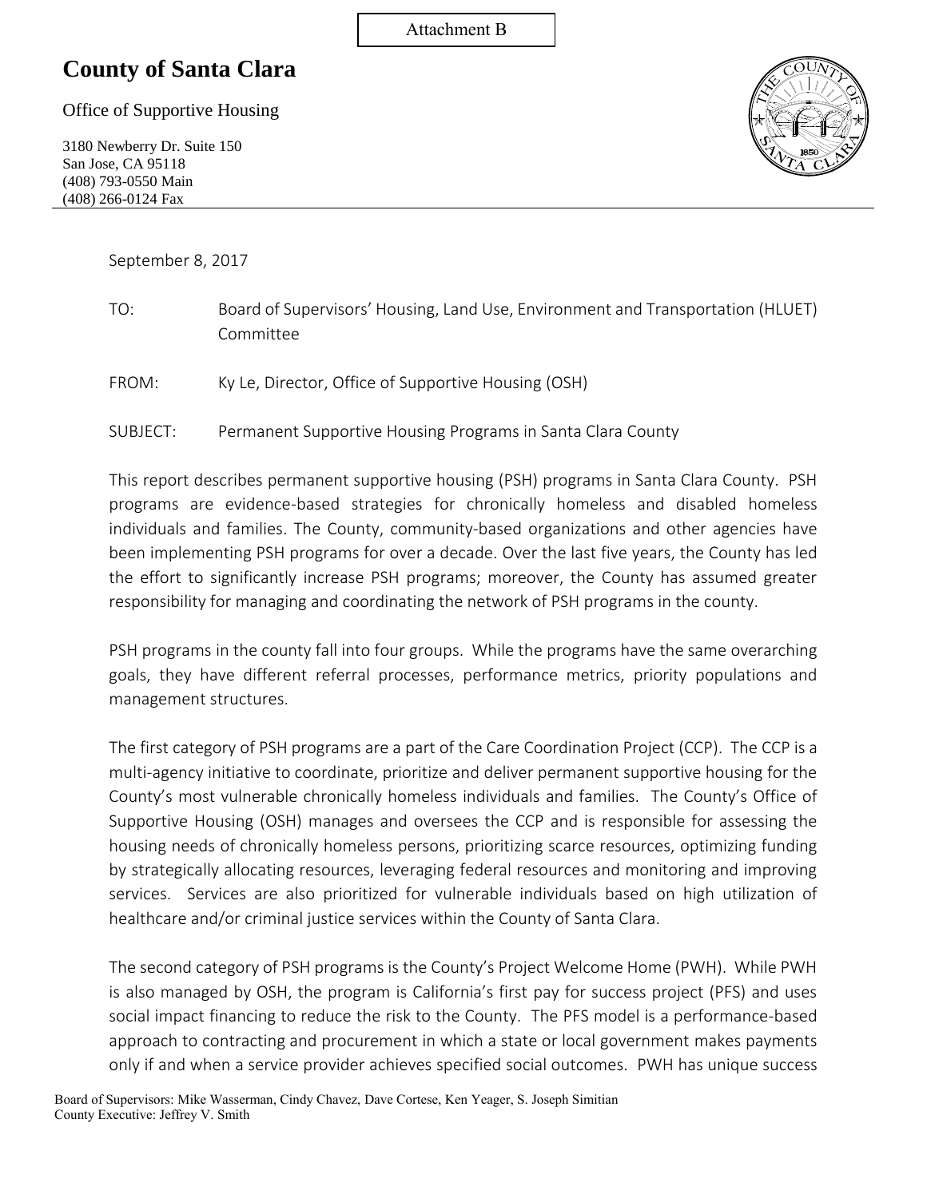Attachment B

# County of Santa Clara

Office of Supportive Housing

3180 Newberry Dr. Suite 150
San Jose, CA 95118
(408) 793-0550 Main
(408) 266-0124 Fax

September 8, 2017

TO: Board of Supervisors' Housing, Land Use, Environment and Transportation (HLUET) Committee

FROM: Ky Le, Director, Office of Supportive Housing (OSH)

SUBJECT: Permanent Supportive Housing Programs in Santa Clara County

This report describes permanent supportive housing (PSH) programs in Santa Clara County. PSH programs are evidence-based strategies for chronically homeless and disabled homeless individuals and families. The County, community-based organizations and other agencies have been implementing PSH programs for over a decade. Over the last five years, the County has led the effort to significantly increase PSH programs; moreover, the County has assumed greater responsibility for managing and coordinating the network of PSH programs in the county.

PSH programs in the county fall into four groups. While the programs have the same overarching goals, they have different referral processes, performance metrics, priority populations and management structures.

The first category of PSH programs are a part of the Care Coordination Project (CCP). The CCP is a multi-agency initiative to coordinate, prioritize and deliver permanent supportive housing for the County's most vulnerable chronically homeless individuals and families. The County's Office of Supportive Housing (OSH) manages and oversees the CCP and is responsible for assessing the housing needs of chronically homeless persons, prioritizing scarce resources, optimizing funding by strategically allocating resources, leveraging federal resources and monitoring and improving services. Services are also prioritized for vulnerable individuals based on high utilization of healthcare and/or criminal justice services within the County of Santa Clara.

The second category of PSH programs is the County's Project Welcome Home (PWH). While PWH is also managed by OSH, the program is California's first pay for success project (PFS) and uses social impact financing to reduce the risk to the County. The PFS model is a performance-based approach to contracting and procurement in which a state or local government makes payments only if and when a service provider achieves specified social outcomes. PWH has unique success

Board of Supervisors: Mike Wasserman, Cindy Chavez, Dave Cortese, Ken Yeager, S. Joseph Simitian
County Executive: Jeffrey V. Smith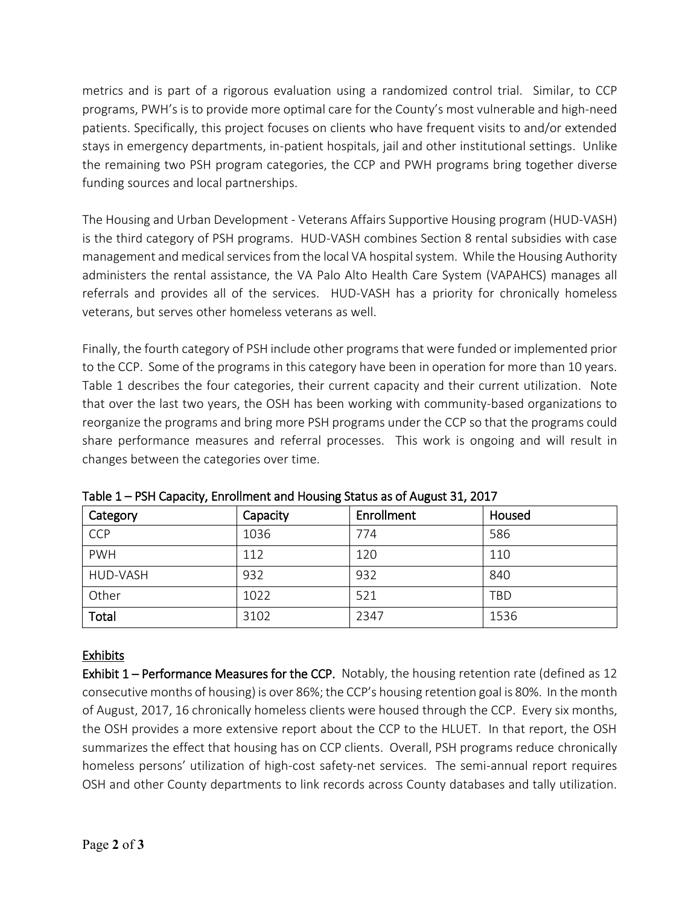metrics and is part of a rigorous evaluation using a randomized control trial. Similar, to CCP programs, PWH's is to provide more optimal care for the County's most vulnerable and high-need patients. Specifically, this project focuses on clients who have frequent visits to and/or extended stays in emergency departments, in-patient hospitals, jail and other institutional settings. Unlike the remaining two PSH program categories, the CCP and PWH programs bring together diverse funding sources and local partnerships.

The Housing and Urban Development - Veterans Affairs Supportive Housing program (HUD-VASH) is the third category of PSH programs. HUD-VASH combines Section 8 rental subsidies with case management and medical services from the local VA hospital system. While the Housing Authority administers the rental assistance, the VA Palo Alto Health Care System (VAPAHCS) manages all referrals and provides all of the services. HUD-VASH has a priority for chronically homeless veterans, but serves other homeless veterans as well.

Finally, the fourth category of PSH include other programs that were funded or implemented prior to the CCP. Some of the programs in this category have been in operation for more than 10 years. Table 1 describes the four categories, their current capacity and their current utilization. Note that over the last two years, the OSH has been working with community-based organizations to reorganize the programs and bring more PSH programs under the CCP so that the programs could share performance measures and referral processes. This work is ongoing and will result in changes between the categories over time.

Table 1 – PSH Capacity, Enrollment and Housing Status as of August 31, 2017

| Category | Capacity | Enrollment | Housed |
|---|---|---|---|
| CCP | 1036 | 774 | 586 |
| PWH | 112 | 120 | 110 |
| HUD-VASH | 932 | 932 | 840 |
| Other | 1022 | 521 | TBD |
| **Total** | 3102 | 2347 | 1536 |

## Exhibits

**Exhibit 1 – Performance Measures for the CCP.** Notably, the housing retention rate (defined as 12 consecutive months of housing) is over 86%; the CCP's housing retention goal is 80%. In the month of August, 2017, 16 chronically homeless clients were housed through the CCP. Every six months, the OSH provides a more extensive report about the CCP to the HLUET. In that report, the OSH summarizes the effect that housing has on CCP clients. Overall, PSH programs reduce chronically homeless persons' utilization of high-cost safety-net services. The semi-annual report requires OSH and other County departments to link records across County databases and tally utilization.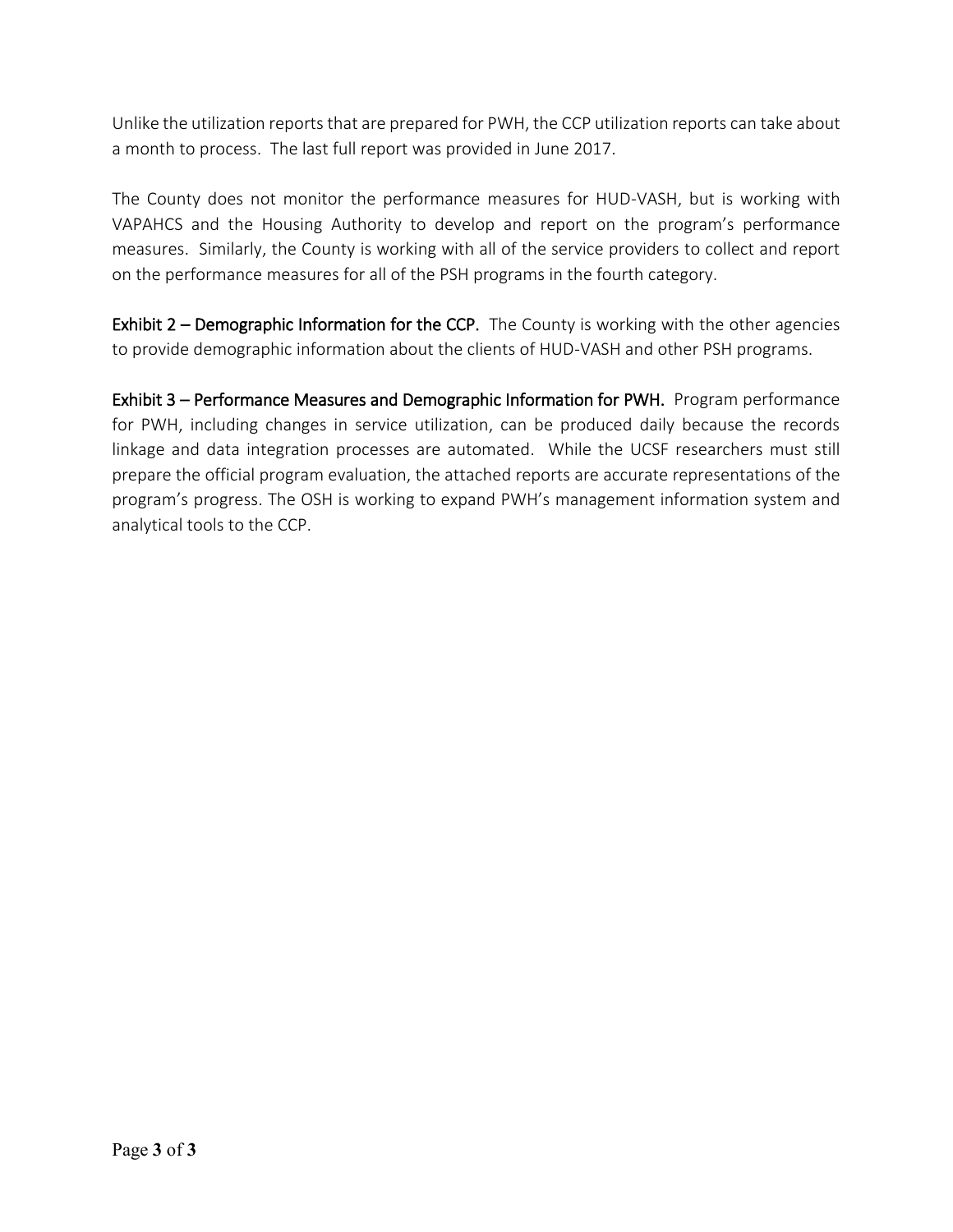Unlike the utilization reports that are prepared for PWH, the CCP utilization reports can take about a month to process. The last full report was provided in June 2017.

The County does not monitor the performance measures for HUD-VASH, but is working with VAPAHCS and the Housing Authority to develop and report on the program's performance measures. Similarly, the County is working with all of the service providers to collect and report on the performance measures for all of the PSH programs in the fourth category.

**Exhibit 2 – Demographic Information for the CCP.** The County is working with the other agencies to provide demographic information about the clients of HUD-VASH and other PSH programs.

**Exhibit 3 – Performance Measures and Demographic Information for PWH.** Program performance for PWH, including changes in service utilization, can be produced daily because the records linkage and data integration processes are automated. While the UCSF researchers must still prepare the official program evaluation, the attached reports are accurate representations of the program's progress. The OSH is working to expand PWH's management information system and analytical tools to the CCP.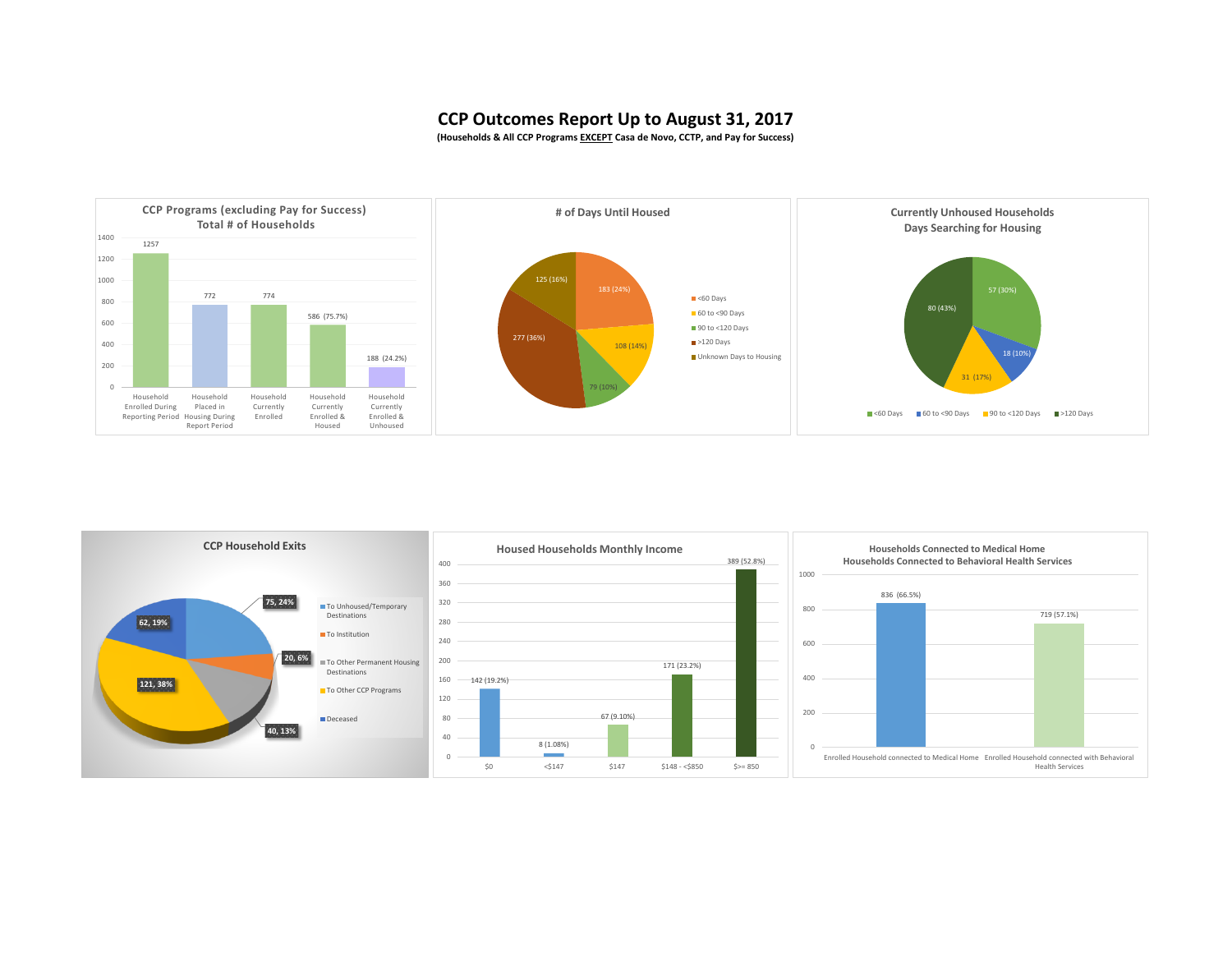# CCP Outcomes Report Up to August 31, 2017

**(Households & All CCP Programs EXCEPT Casa de Novo, CCTP, and Pay for Success)**

## CCP Programs (excluding Pay for Success) Total # of Households

| Category | Value |
|---|---|
| Household Enrolled During Reporting Period | 1257 |
| Household Placed in Housing During Report Period | 772 |
| Household Currently Enrolled | 774 |
| Household Currently Enrolled & Housed | 586 (75.7%) |
| Household Currently Enrolled & Unhoused | 188 (24.2%) |

## # of Days Until Housed

| Category | Value |
|---|---|
| <60 Days | 183 (24%) |
| 60 to <90 Days | 108 (14%) |
| 90 to <120 Days | 79 (10%) |
| >120 Days | 277 (36%) |
| Unknown Days to Housing | 125 (16%) |

## Currently Unhoused Households Days Searching for Housing

| Category | Value |
|---|---|
| <60 Days | 57 (30%) |
| 60 to <90 Days | 18 (10%) |
| 90 to <120 Days | 31 (17%) |
| >120 Days | 80 (43%) |

## CCP Household Exits

| Category | Value |
|---|---|
| To Unhoused/Temporary Destinations | 75, 24% |
| To Institution | 20, 6% |
| To Other Permanent Housing Destinations | 40, 13% |
| To Other CCP Programs | 121, 38% |
| Deceased | 62, 19% |

## Housed Households Monthly Income

| Income | Value |
|---|---|
| $0 | 142 (19.2%) |
| <$147 | 8 (1.08%) |
| $147 | 67 (9.10%) |
| $148 - <$850 | 171 (23.2%) |
| $>= 850 | 389 (52.8%) |

## Households Connected to Medical Home / Households Connected to Behavioral Health Services

| Category | Value |
|---|---|
| Enrolled Household connected to Medical Home | 836 (66.5%) |
| Enrolled Household connected with Behavioral Health Services | 719 (57.1%) |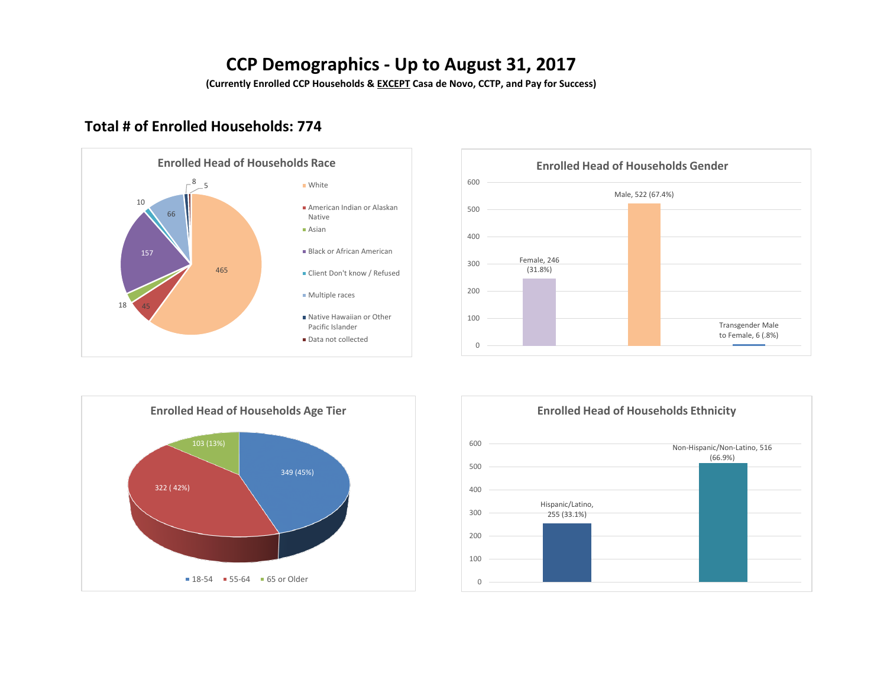# CCP Demographics - Up to August 31, 2017

**(Currently Enrolled CCP Households & EXCEPT Casa de Novo, CCTP, and Pay for Success)**

## Total # of Enrolled Households: 774

### Enrolled Head of Households Race

| Race | Count |
|---|---|
| White | 465 |
| American Indian or Alaskan Native | 45 |
| Asian | 18 |
| Black or African American | 157 |
| Client Don't know / Refused | 10 |
| Multiple races | 66 |
| Native Hawaiian or Other Pacific Islander | 8 |
| Data not collected | 5 |

### Enrolled Head of Households Gender

| Gender | Count |
|---|---|
| Female | 246 (31.8%) |
| Male | 522 (67.4%) |
| Transgender Male to Female | 6 (.8%) |

### Enrolled Head of Households Age Tier

| Age Tier | Count |
|---|---|
| 18-54 | 349 (45%) |
| 55-64 | 322 ( 42%) |
| 65 or Older | 103 (13%) |

### Enrolled Head of Households Ethnicity

| Ethnicity | Count |
|---|---|
| Hispanic/Latino | 255 (33.1%) |
| Non-Hispanic/Non-Latino | 516 (66.9%) |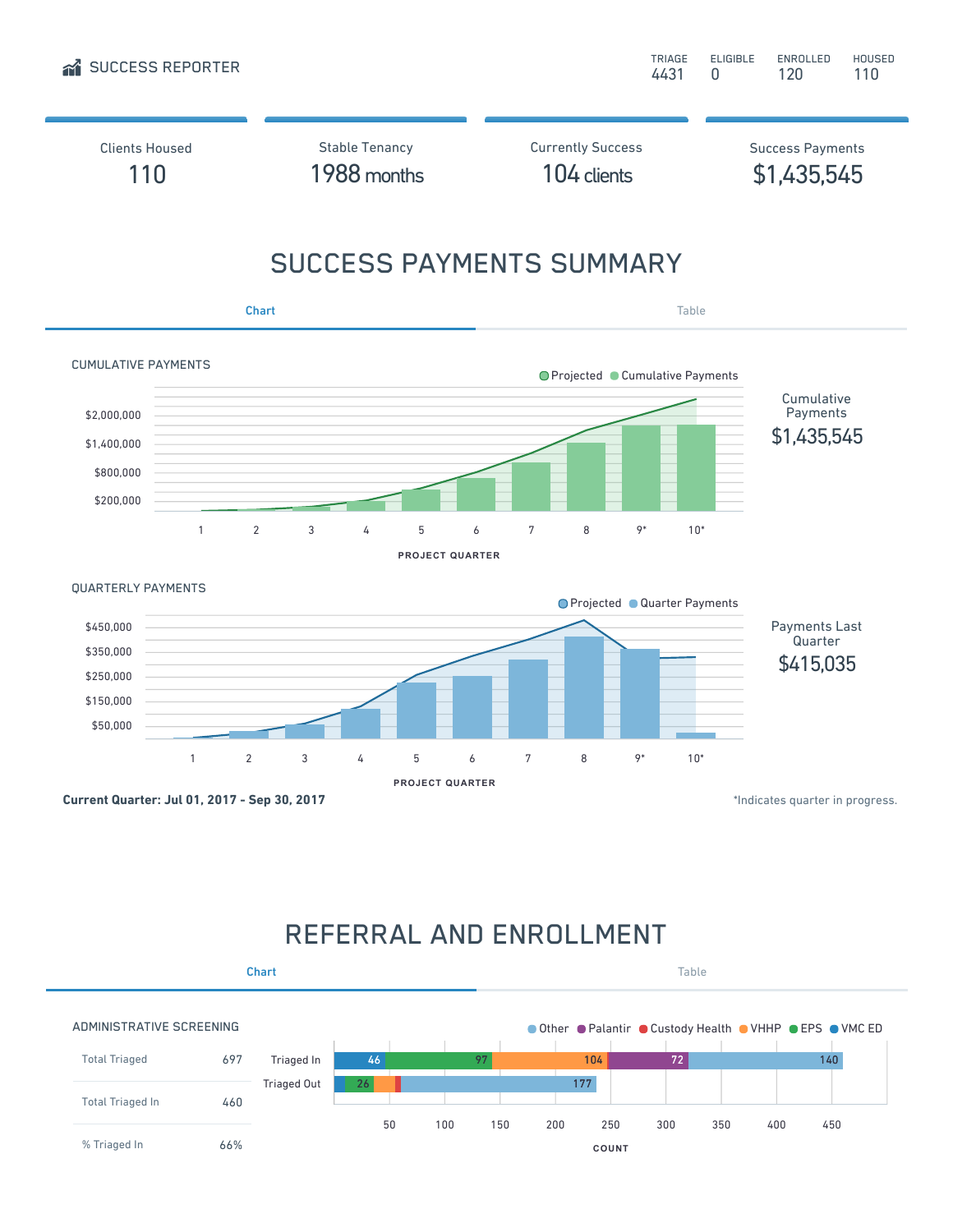SUCCESS REPORTER

| TRIAGE | ELIGIBLE | ENROLLED | HOUSED |
|---|---|---|---|
| 4431 | 0 | 120 | 110 |

| Clients Housed | Stable Tenancy | Currently Success | Success Payments |
|---|---|---|---|
| 110 | 1988 months | 104 clients | $1,435,545 |

# SUCCESS PAYMENTS SUMMARY

Chart | Table

CUMULATIVE PAYMENTS

Projected | Cumulative Payments

$2,000,000
$1,400,000
$800,000
$200,000

1 2 3 4 5 6 7 8 9* 10*

PROJECT QUARTER

Cumulative Payments
$1,435,545

QUARTERLY PAYMENTS

Projected | Quarter Payments

$450,000
$350,000
$250,000
$150,000
$50,000

1 2 3 4 5 6 7 8 9* 10*

PROJECT QUARTER

Payments Last Quarter
$415,035

**Current Quarter: Jul 01, 2017 - Sep 30, 2017**

*Indicates quarter in progress.

# REFERRAL AND ENROLLMENT

Chart | Table

ADMINISTRATIVE SCREENING

| | |
|---|---|
| Total Triaged | 697 |
| Total Triaged In | 460 |
| % Triaged In | 66% |

Other | Palantir | Custody Health | VHHP | EPS | VMC ED

Triaged In: 46, 97, 104, 72, 140

Triaged Out: 26, 177

50 100 150 200 250 300 350 400 450

COUNT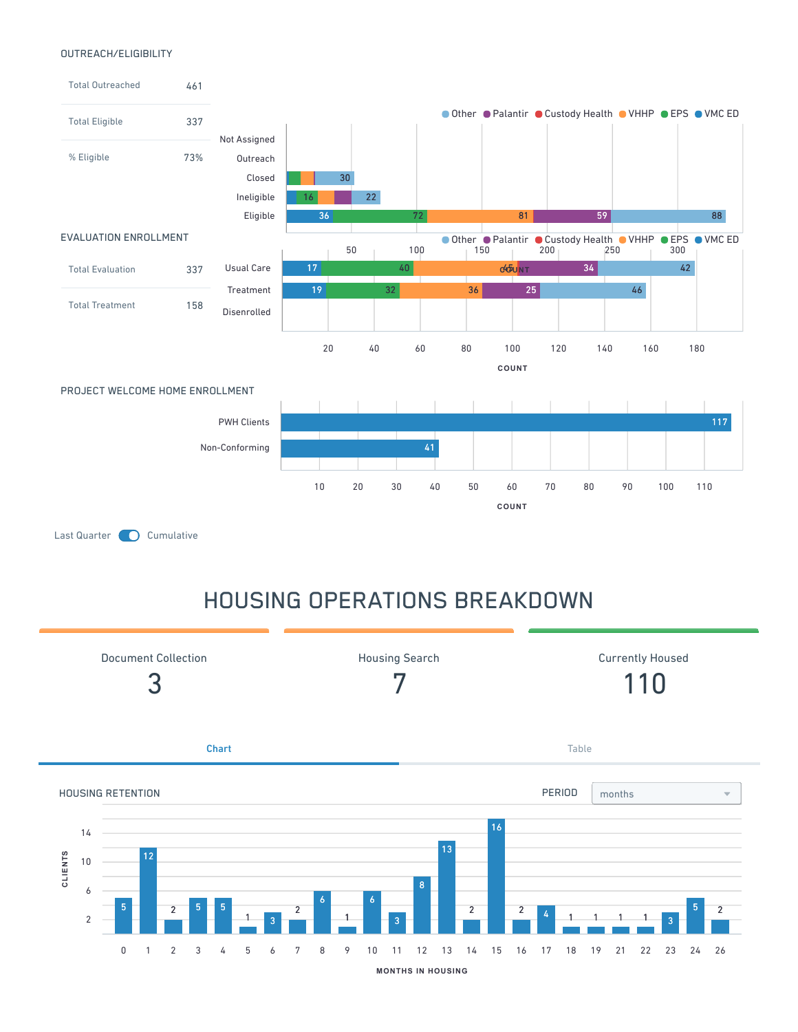### OUTREACH/ELIGIBILITY

| | |
|---|---|
| Total Outreached | 461 |
| Total Eligible | 337 |
| % Eligible | 73% |

● Other ● Palantir ● Custody Health ● VHHP ● EPS ● VMC ED

| | VMC ED | EPS | VHHP | Custody Health | Palantir | Other |
|---|---|---|---|---|---|---|
| Not Assigned | | | | | | |
| Outreach | | | | | | |
| Closed | | | | | | 30 |
| Ineligible | | 16 | | | | 22 |
| Eligible | 36 | 72 | 81 | | 59 | 88 |

### EVALUATION ENROLLMENT

| | |
|---|---|
| Total Evaluation | 337 |
| Total Treatment | 158 |

● Other ● Palantir ● Custody Health ● VHHP ● EPS ● VMC ED

| | VMC ED | EPS | VHHP | Custody Health | Palantir | Other |
|---|---|---|---|---|---|---|
| Usual Care | 17 | 40 | 45 | | 34 | 42 |
| Treatment | 19 | 32 | 36 | | 25 | 46 |
| Disenrolled | | | | | | |

COUNT

### PROJECT WELCOME HOME ENROLLMENT

| | Count |
|---|---|
| PWH Clients | 117 |
| Non-Conforming | 41 |

COUNT

Last Quarter / Cumulative

## HOUSING OPERATIONS BREAKDOWN

| Document Collection | Housing Search | Currently Housed |
|---|---|---|
| 3 | 7 | 110 |

Chart | Table

### HOUSING RETENTION

PERIOD: months

| Months in Housing | 0 | 1 | 2 | 3 | 4 | 5 | 6 | 7 | 8 | 9 | 10 | 11 | 12 | 13 | 14 | 15 | 16 | 17 | 18 | 19 | 21 | 22 | 23 | 24 | 26 |
|---|---|---|---|---|---|---|---|---|---|---|---|---|---|---|---|---|---|---|---|---|---|---|---|---|---|
| Clients | 5 | 12 | 2 | 5 | 5 | 1 | 3 | 2 | 6 | 1 | 6 | 3 | 8 | 13 | 2 | 16 | 2 | 4 | 1 | 1 | 1 | 1 | 3 | 5 | 2 |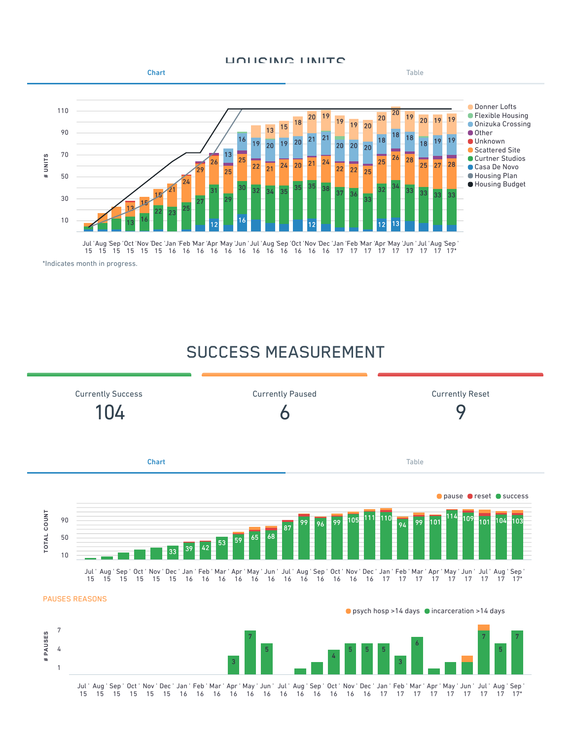## HOUSING UNITS

Chart | Table

Legend: Donner Lofts, Flexible Housing, Onizuka Crossing, Other, Unknown, Scattered Site, Curtner Studios, Casa De Novo, Housing Plan, Housing Budget

# UNITS

Jul '15, Aug '15, Sep '15, Oct '15, Nov '15, Dec '15, Jan '16, Feb '16, Mar '16, Apr '16, May '16, Jun '16, Jul '16, Aug '16, Sep '16, Oct '16, Nov '16, Dec '16, Jan '17, Feb '17, Mar '17, Apr '17, May '17, Jun '17, Jul '17, Aug '17, Sep '17*

*Indicates month in progress.

## SUCCESS MEASUREMENT

| Currently Success | Currently Paused | Currently Reset |
|---|---|---|
| 104 | 6 | 9 |

Chart | Table

Legend: pause, reset, success

TOTAL COUNT

Jul '15, Aug '15, Sep '15, Oct '15, Nov '15, Dec '15, Jan '16, Feb '16, Mar '16, Apr '16, May '16, Jun '16, Jul '16, Aug '16, Sep '16, Oct '16, Nov '16, Dec '16, Jan '17, Feb '17, Mar '17, Apr '17, May '17, Jun '17, Jul '17, Aug '17, Sep '17*

PAUSES REASONS

Legend: psych hosp >14 days, incarceration >14 days

# PAUSES

Jul '15, Aug '15, Sep '15, Oct '15, Nov '15, Dec '15, Jan '16, Feb '16, Mar '16, Apr '16, May '16, Jun '16, Jul '16, Aug '16, Sep '16, Oct '16, Nov '16, Dec '16, Jan '17, Feb '17, Mar '17, Apr '17, May '17, Jun '17, Jul '17, Aug '17, Sep '17*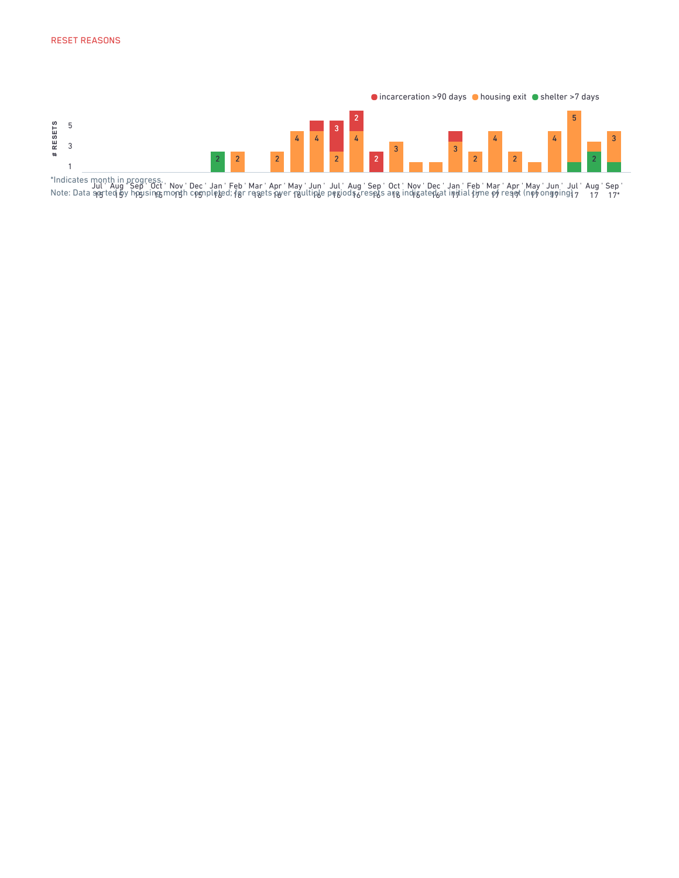RESET REASONS

● incarceration >90 days ● housing exit ● shelter >7 days

# RESETS

| Month | incarceration >90 days | housing exit | shelter >7 days |
|---|---|---|---|
| Jul '15 | | | |
| Aug '15 | | | |
| Sep '15 | | | |
| Oct '15 | | | |
| Nov '15 | | | |
| Dec '15 | | | |
| Jan '16 | | | 2 |
| Feb '16 | | 2 | |
| Mar '16 | | | |
| Apr '16 | | 2 | |
| May '16 | | 4 | |
| Jun '16 | | 4 | |
| Jul '16 | 3 | 2 | |
| Aug '16 | 2 | 4 | |
| Sep '16 | 2 | | |
| Oct '16 | | 3 | |
| Nov '16 | | | |
| Dec '16 | | | |
| Jan '17 | | 3 | |
| Feb '17 | | 2 | |
| Mar '17 | | 4 | |
| Apr '17 | | 2 | |
| May '17 | | | |
| Jun '17 | | 4 | |
| Jul '17 | | 5 | |
| Aug '17 | | | 2 |
| Sep '17* | | 3 | |

*Indicates month in progress.

Note: Data sorted by housing month completed; for resets over multiple periods, resets are indicated at initial time of reset (not ongoing).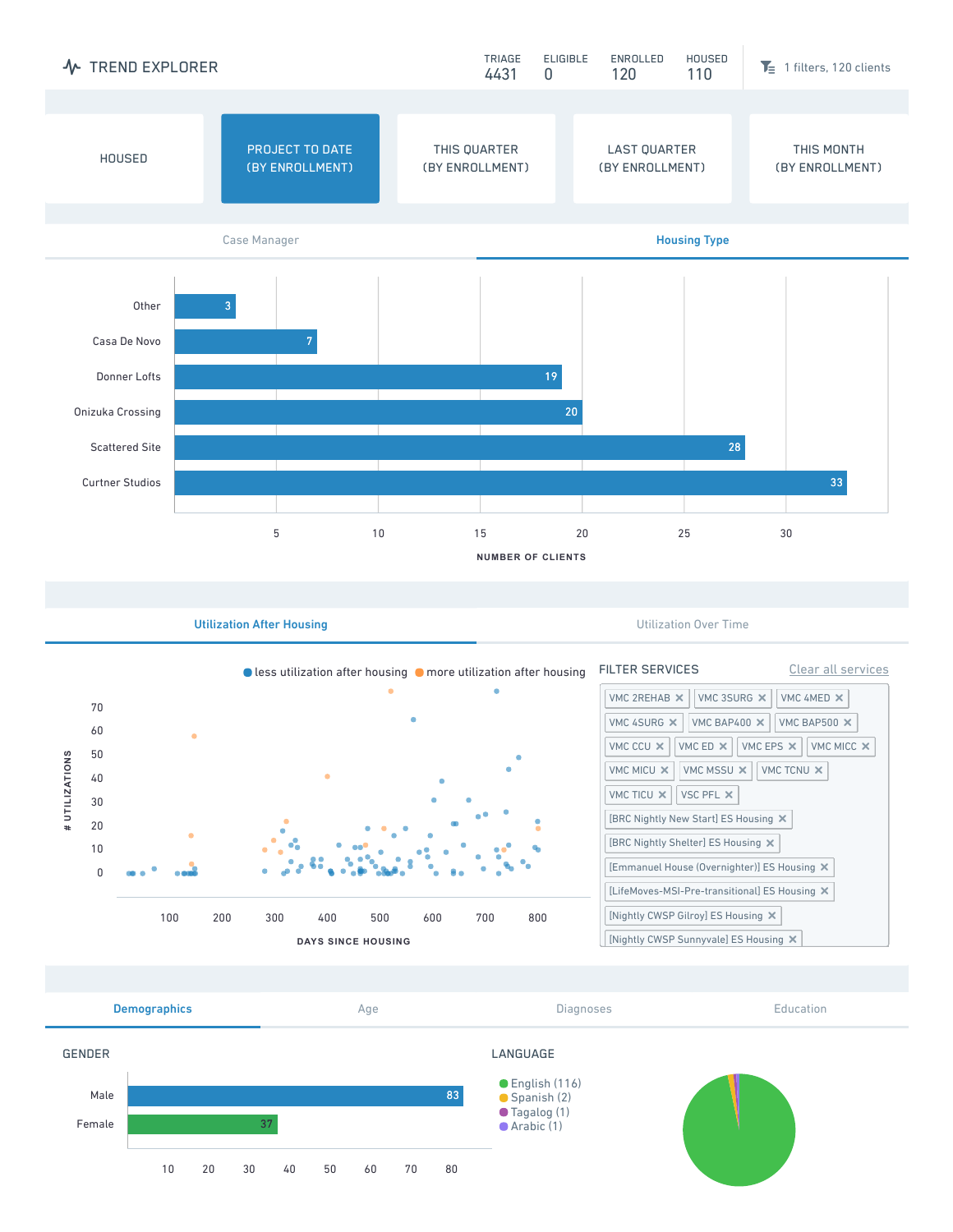# TREND EXPLORER

| TRIAGE | ELIGIBLE | ENROLLED | HOUSED |
|---|---|---|---|
| 4431 | 0 | 120 | 110 |

1 filters, 120 clients

HOUSED | PROJECT TO DATE (BY ENROLLMENT) | THIS QUARTER (BY ENROLLMENT) | LAST QUARTER (BY ENROLLMENT) | THIS MONTH (BY ENROLLMENT)

Case Manager | **Housing Type**

| Housing Type | Number of Clients |
|---|---|
| Other | 3 |
| Casa De Novo | 7 |
| Donner Lofts | 19 |
| Onizuka Crossing | 20 |
| Scattered Site | 28 |
| Curtner Studios | 33 |

NUMBER OF CLIENTS

**Utilization After Housing** | Utilization Over Time

less utilization after housing | more utilization after housing

# UTILIZATIONS

DAYS SINCE HOUSING

## FILTER SERVICES

Clear all services

- VMC 2REHAB ✕
- VMC 3SURG ✕
- VMC 4MED ✕
- VMC 4SURG ✕
- VMC BAP400 ✕
- VMC BAP500 ✕
- VMC CCU ✕
- VMC ED ✕
- VMC EPS ✕
- VMC MICC ✕
- VMC MICU ✕
- VMC MSSU ✕
- VMC TCNU ✕
- VMC TICU ✕
- VSC PFL ✕
- [BRC Nightly New Start] ES Housing ✕
- [BRC Nightly Shelter] ES Housing ✕
- [Emmanuel House (Overnighter)] ES Housing ✕
- [LifeMoves-MSI-Pre-transitional] ES Housing ✕
- [Nightly CWSP Gilroy] ES Housing ✕
- [Nightly CWSP Sunnyvale] ES Housing ✕

**Demographics** | Age | Diagnoses | Education

## GENDER

| Gender | Count |
|---|---|
| Male | 83 |
| Female | 37 |

## LANGUAGE

- English (116)
- Spanish (2)
- Tagalog (1)
- Arabic (1)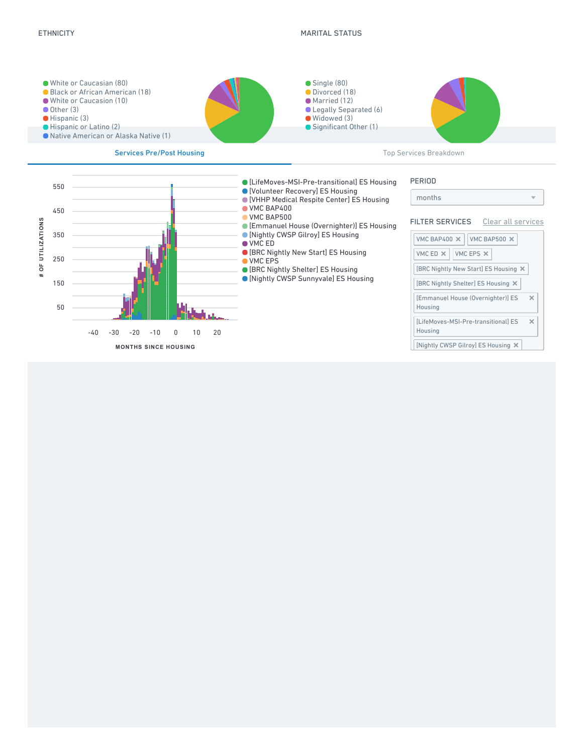ETHNICITY

- White or Caucasian (80)
- Black or African American (18)
- White or Caucasion (10)
- Other (3)
- Hispanic (3)
- Hispanic or Latino (2)
- Native American or Alaska Native (1)

MARITAL STATUS

- Single (80)
- Divorced (18)
- Married (12)
- Legally Separated (6)
- Widowed (3)
- Significant Other (1)

Services Pre/Post Housing

Top Services Breakdown

550
450
350
250
150
50
-40 -30 -20 -10 0 10 20
# OF UTILIZATIONS
MONTHS SINCE HOUSING

- [LifeMoves-MSI-Pre-transitional] ES Housing
- [Volunteer Recovery] ES Housing
- [VHHP Medical Respite Center] ES Housing
- VMC BAP400
- VMC BAP500
- [Emmanuel House (Overnighter)] ES Housing
- [Nightly CWSP Gilroy] ES Housing
- VMC ED
- [BRC Nightly New Start] ES Housing
- VMC EPS
- [BRC Nightly Shelter] ES Housing
- [Nightly CWSP Sunnyvale] ES Housing

PERIOD

months

FILTER SERVICES

Clear all services

VMC BAP400 ✕
VMC BAP500 ✕
VMC ED ✕
VMC EPS ✕
[BRC Nightly New Start] ES Housing ✕
[BRC Nightly Shelter] ES Housing ✕
[Emmanuel House (Overnighter)] ES Housing ✕
[LifeMoves-MSI-Pre-transitional] ES Housing ✕
[Nightly CWSP Gilroy] ES Housing ✕